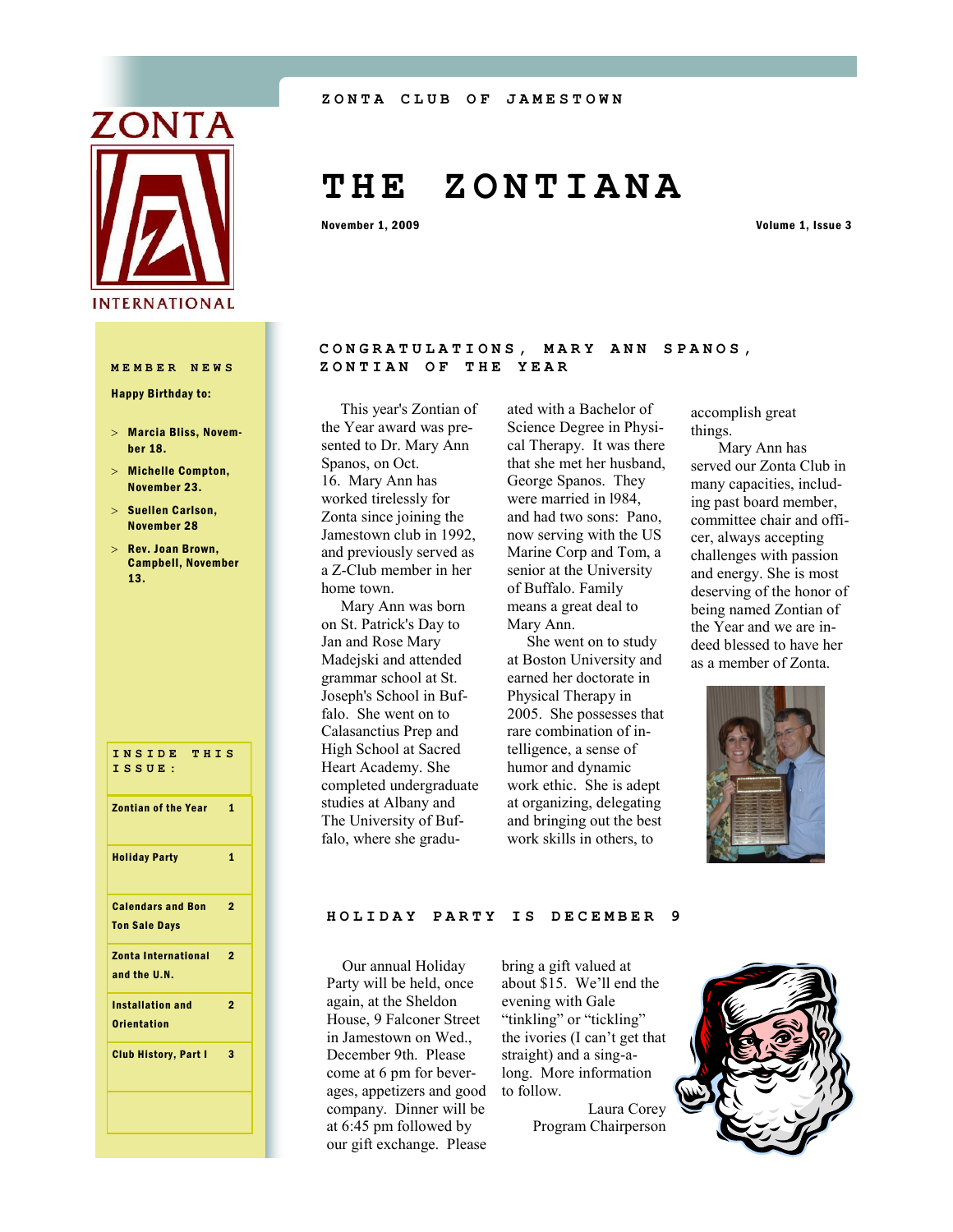ZONTA CLUB OF JAMESTOWN

# THE ZONTIANA

November 1, 2009 — Volume 1, Issue 3

## CONGRATULATIONS, MARY ANN SPANOS, ZONTIAN OF THE YEAR

This year's Zontian of the Year award was presented to Dr. Mary Ann Spanos, on Oct. 16. Mary Ann has worked tirelessly for Zonta since joining the Jamestown club in 1992, and previously served as a Z-Club member in her home town.

Mary Ann was born on St. Patrick's Day to Jan and Rose Mary Madejski and attended grammar school at St. Joseph's School in Buffalo. She went on to Calasanctius Prep and High School at Sacred Heart Academy. She completed undergraduate studies at Albany and The University of Buffalo, where she graduated with a Bachelor of Science Degree in Physical Therapy. It was there that she met her husband, George Spanos. They were married in l984, and had two sons: Pano, now serving with the US Marine Corp and Tom, a senior at the University of Buffalo. Family means a great deal to Mary Ann.

She went on to study at Boston University and earned her doctorate in Physical Therapy in 2005. She possesses that rare combination of intelligence, a sense of humor and dynamic work ethic. She is adept at organizing, delegating and bringing out the best work skills in others, to accomplish great things.

Mary Ann has served our Zonta Club in many capacities, including past board member, committee chair and officer, always accepting challenges with passion and energy. She is most deserving of the honor of being named Zontian of the Year and we are indeed blessed to have her as a member of Zonta.

## HOLIDAY PARTY IS DECEMBER 9

Our annual Holiday Party will be held, once again, at the Sheldon House, 9 Falconer Street in Jamestown on Wed., December 9th. Please come at 6 pm for beverages, appetizers and good company. Dinner will be at 6:45 pm followed by our gift exchange. Please bring a gift valued at about $15. We'll end the evening with Gale "tinkling" or "tickling" the ivories (I can't get that straight) and a sing-a-long. More information to follow.

Laura Corey
Program Chairperson

### MEMBER NEWS

**Happy Birthday to:**

- Marcia Bliss, November 18.
- Michelle Compton, November 23.
- Suellen Carlson, November 28
- Rev. Joan Brown, Campbell, November 13.

### INSIDE THIS ISSUE:

| Article | Page |
|---|---|
| Zontian of the Year | 1 |
| Holiday Party | 1 |
| Calendars and Bon Ton Sale Days | 2 |
| Zonta International and the U.N. | 2 |
| Installation and Orientation | 2 |
| Club History, Part I | 3 |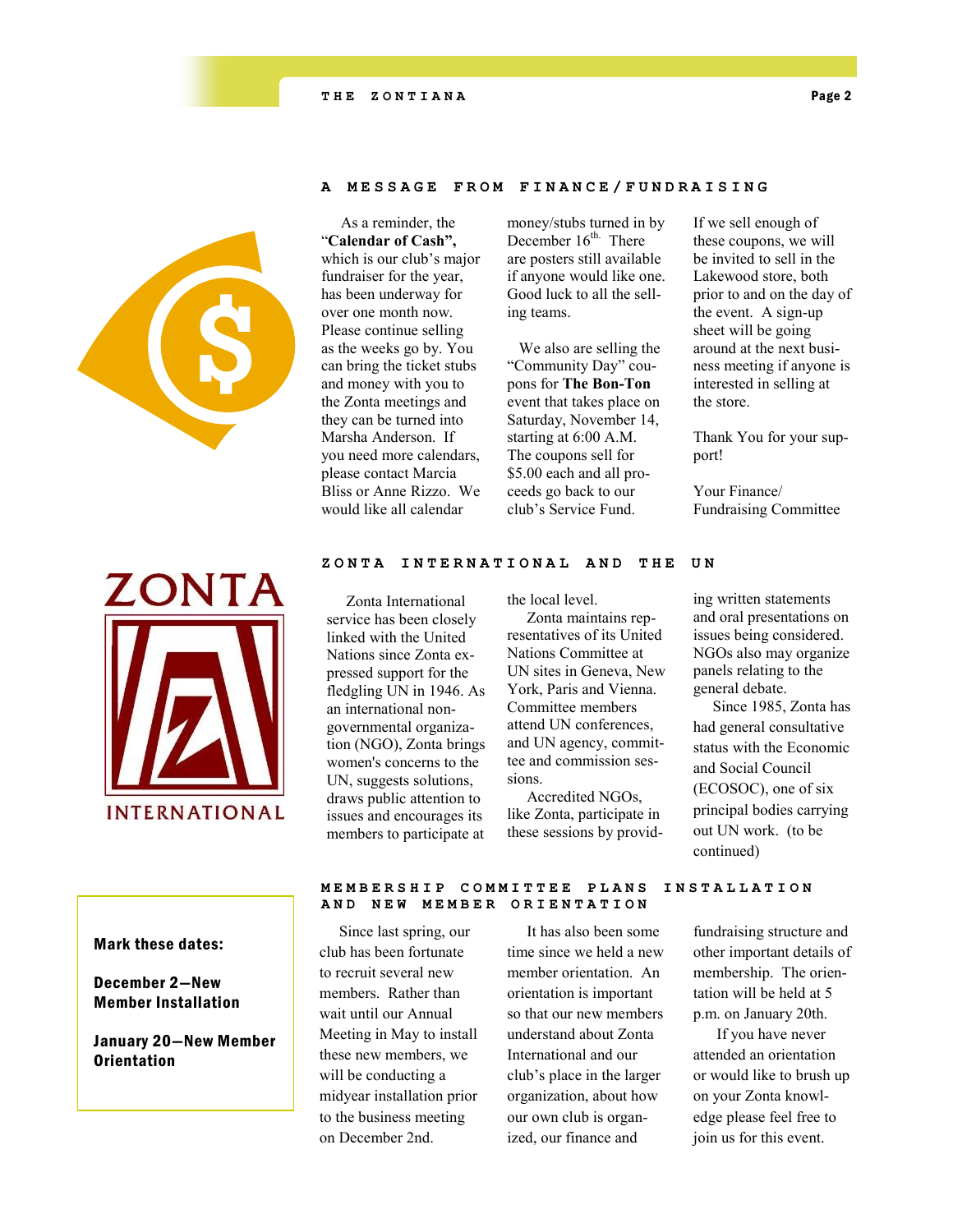## A MESSAGE FROM FINANCE/FUNDRAISING

As a reminder, the "**Calendar of Cash",** which is our club's major fundraiser for the year, has been underway for over one month now. Please continue selling as the weeks go by. You can bring the ticket stubs and money with you to the Zonta meetings and they can be turned into Marsha Anderson. If you need more calendars, please contact Marcia Bliss or Anne Rizzo. We would like all calendar money/stubs turned in by December 16th. There are posters still available if anyone would like one. Good luck to all the selling teams.

We also are selling the "Community Day" coupons for **The Bon-Ton** event that takes place on Saturday, November 14, starting at 6:00 A.M. The coupons sell for $5.00 each and all proceeds go back to our club's Service Fund. If we sell enough of these coupons, we will be invited to sell in the Lakewood store, both prior to and on the day of the event. A sign-up sheet will be going around at the next business meeting if anyone is interested in selling at the store.

Thank You for your support!

Your Finance/ Fundraising Committee

ZONTA INTERNATIONAL

## ZONTA INTERNATIONAL AND THE UN

Zonta International service has been closely linked with the United Nations since Zonta expressed support for the fledgling UN in 1946. As an international non-governmental organization (NGO), Zonta brings women's concerns to the UN, suggests solutions, draws public attention to issues and encourages its members to participate at the local level.

Zonta maintains representatives of its United Nations Committee at UN sites in Geneva, New York, Paris and Vienna. Committee members attend UN conferences, and UN agency, committee and commission sessions.

Accredited NGOs, like Zonta, participate in these sessions by providing written statements and oral presentations on issues being considered. NGOs also may organize panels relating to the general debate.

Since 1985, Zonta has had general consultative status with the Economic and Social Council (ECOSOC), one of six principal bodies carrying out UN work. (to be continued)

**Mark these dates:**

**December 2—New Member Installation**

**January 20—New Member Orientation**

## MEMBERSHIP COMMITTEE PLANS INSTALLATION AND NEW MEMBER ORIENTATION

Since last spring, our club has been fortunate to recruit several new members. Rather than wait until our Annual Meeting in May to install these new members, we will be conducting a midyear installation prior to the business meeting on December 2nd.

It has also been some time since we held a new member orientation. An orientation is important so that our new members understand about Zonta International and our club's place in the larger organization, about how our own club is organized, our finance and fundraising structure and other important details of membership. The orientation will be held at 5 p.m. on January 20th.

If you have never attended an orientation or would like to brush up on your Zonta knowledge please feel free to join us for this event.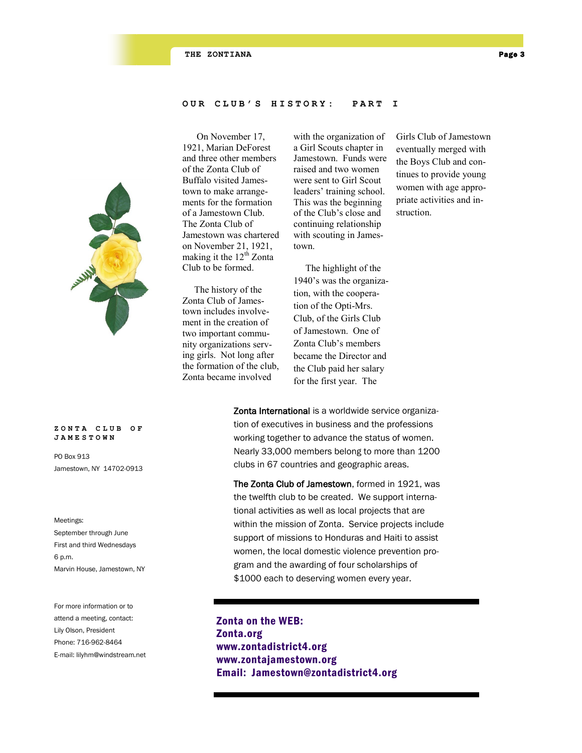## OUR CLUB'S HISTORY: PART I

On November 17, 1921, Marian DeForest and three other members of the Zonta Club of Buffalo visited Jamestown to make arrangements for the formation of a Jamestown Club. The Zonta Club of Jamestown was chartered on November 21, 1921, making it the 12th Zonta Club to be formed.

The history of the Zonta Club of Jamestown includes involvement in the creation of two important community organizations serving girls. Not long after the formation of the club, Zonta became involved with the organization of a Girl Scouts chapter in Jamestown. Funds were raised and two women were sent to Girl Scout leaders' training school. This was the beginning of the Club's close and continuing relationship with scouting in Jamestown.

The highlight of the 1940's was the organization, with the cooperation of the Opti-Mrs. Club, of the Girls Club of Jamestown. One of Zonta Club's members became the Director and the Club paid her salary for the first year. The Girls Club of Jamestown eventually merged with the Boys Club and continues to provide young women with age appropriate activities and instruction.

**ZONTA CLUB OF JAMESTOWN**

PO Box 913
Jamestown, NY 14702-0913

Meetings:
September through June
First and third Wednesdays
6 p.m.
Marvin House, Jamestown, NY

For more information or to attend a meeting, contact:
Lily Olson, President
Phone: 716-962-8464
E-mail: lilyhm@windstream.net

**Zonta International** is a worldwide service organization of executives in business and the professions working together to advance the status of women. Nearly 33,000 members belong to more than 1200 clubs in 67 countries and geographic areas.

**The Zonta Club of Jamestown**, formed in 1921, was the twelfth club to be created. We support international activities as well as local projects that are within the mission of Zonta. Service projects include support of missions to Honduras and Haiti to assist women, the local domestic violence prevention program and the awarding of four scholarships of $1000 each to deserving women every year.

**Zonta on the WEB:**
**Zonta.org**
**www.zontadistrict4.org**
**www.zontajamestown.org**
**Email: Jamestown@zontadistrict4.org**